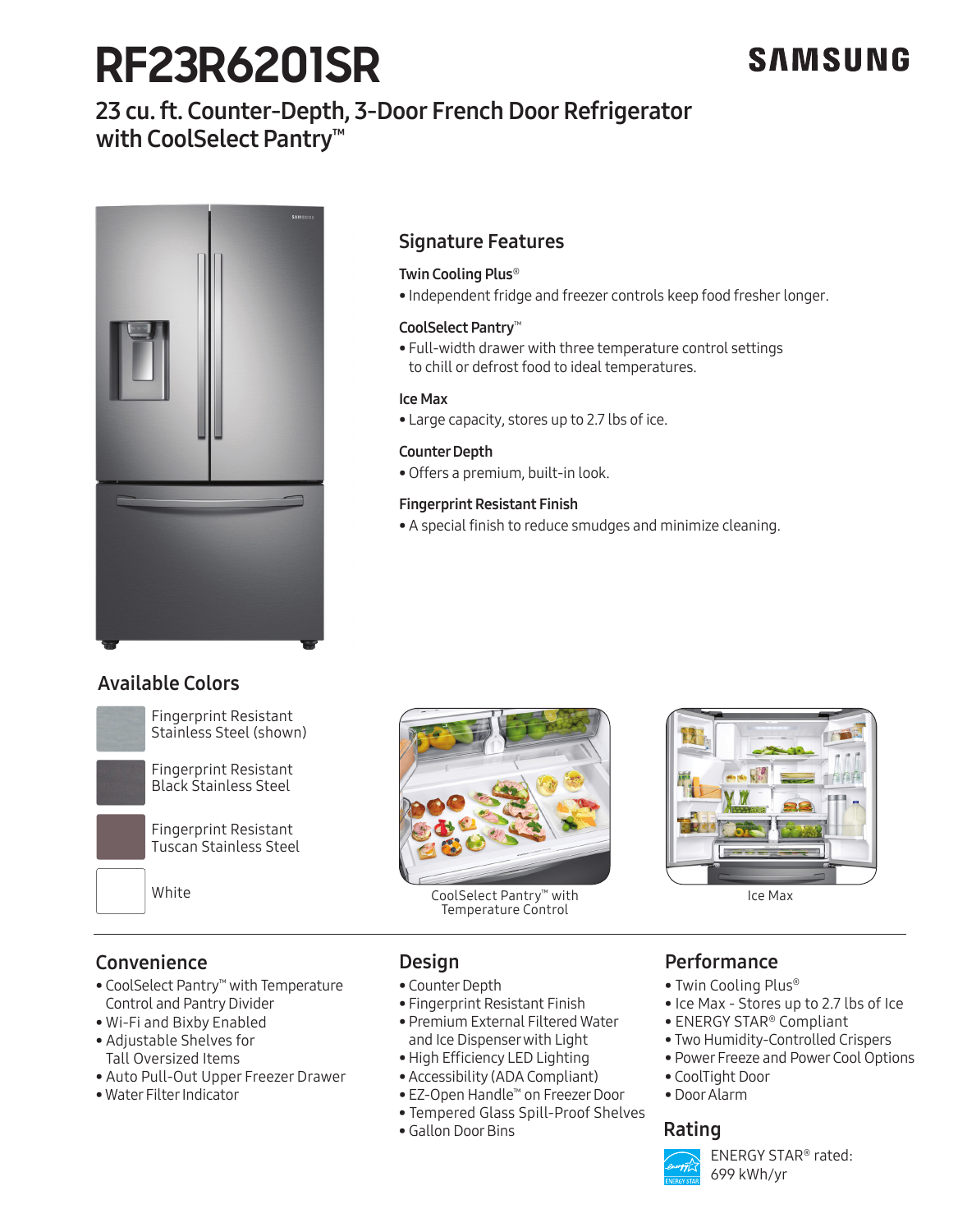# RF23R6201SR

SAMSUNG

## 23 cu. ft. Counter-Depth, 3-Door French Door Refrigerator with CoolSelect Pantry™

## Signature Features

### Twin Cooling Plus®

- Independent fridge and freezer controls keep food fresher longer.

### CoolSelect Pantry™

- Full-width drawer with three temperature control settings to chill or defrost food to ideal temperatures.

### Ice Max

- Large capacity, stores up to 2.7 lbs of ice.

### Counter Depth

- Offers a premium, built-in look.

### Fingerprint Resistant Finish

- A special finish to reduce smudges and minimize cleaning.

## Available Colors

- Fingerprint Resistant Stainless Steel (shown)
- Fingerprint Resistant Black Stainless Steel
- Fingerprint Resistant Tuscan Stainless Steel
- White

CoolSelect Pantry™ with Temperature Control

Ice Max

## Convenience

- CoolSelect Pantry™ with Temperature Control and Pantry Divider
- Wi-Fi and Bixby Enabled
- Adjustable Shelves for Tall Oversized Items
- Auto Pull-Out Upper Freezer Drawer
- Water Filter Indicator

## Design

- Counter Depth
- Fingerprint Resistant Finish
- Premium External Filtered Water and Ice Dispenser with Light
- High Efficiency LED Lighting
- Accessibility (ADA Compliant)
- EZ-Open Handle™ on Freezer Door
- Tempered Glass Spill-Proof Shelves
- Gallon Door Bins

## Performance

- Twin Cooling Plus®
- Ice Max - Stores up to 2.7 lbs of Ice
- ENERGY STAR® Compliant
- Two Humidity-Controlled Crispers
- Power Freeze and Power Cool Options
- CoolTight Door
- Door Alarm

## Rating

ENERGY STAR® rated: 699 kWh/yr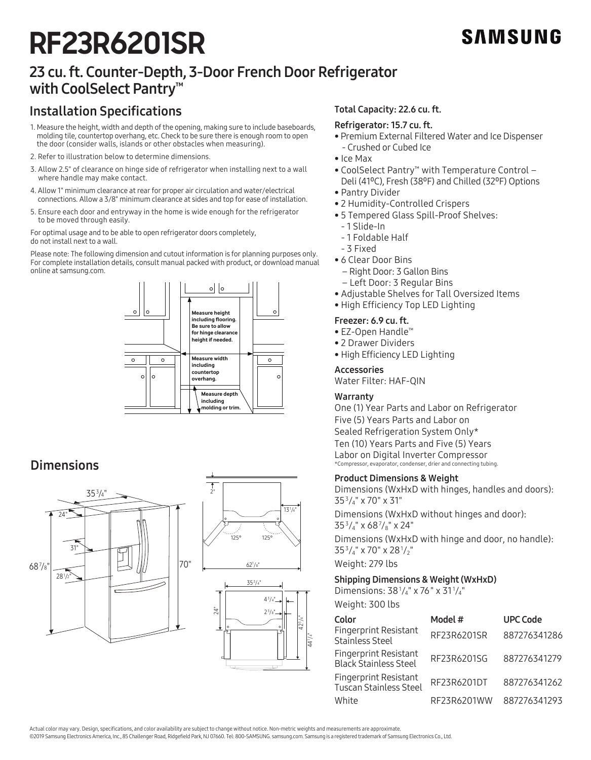# RF23R6201SR

SAMSUNG

## 23 cu. ft. Counter-Depth, 3-Door French Door Refrigerator with CoolSelect Pantry™

## Installation Specifications

1. Measure the height, width and depth of the opening, making sure to include baseboards, molding tile, countertop overhang, etc. Check to be sure there is enough room to open the door (consider walls, islands or other obstacles when measuring).
2. Refer to illustration below to determine dimensions.
3. Allow 2.5" of clearance on hinge side of refrigerator when installing next to a wall where handle may make contact.
4. Allow 1" minimum clearance at rear for proper air circulation and water/electrical connections. Allow a 3/8" minimum clearance at sides and top for ease of installation.
5. Ensure each door and entryway in the home is wide enough for the refrigerator to be moved through easily.

For optimal usage and to be able to open refrigerator doors completely, do not install next to a wall.

Please note: The following dimension and cutout information is for planning purposes only. For complete installation details, consult manual packed with product, or download manual online at samsung.com.

Measure height including flooring. Be sure to allow for hinge clearance height if needed.

Measure width including countertop overhang.

Measure depth including molding or trim.

## Dimensions

35 3/4"

24"

31"

68 7/8"

28 1/2"

70"

2"

13 1/4"

125°

125°

62 1/8"

35 3/4"

4 3/4"

2 3/8"

24"

42 3/4"

44 1/4"

### Total Capacity: 22.6 cu. ft.

### Refrigerator: 15.7 cu. ft.

- Premium External Filtered Water and Ice Dispenser
  - Crushed or Cubed Ice
- Ice Max
- CoolSelect Pantry™ with Temperature Control – Deli (41ºC), Fresh (38ºF) and Chilled (32ºF) Options
- Pantry Divider
- 2 Humidity-Controlled Crispers
- 5 Tempered Glass Spill-Proof Shelves:
  - 1 Slide-In
  - 1 Foldable Half
  - 3 Fixed
- 6 Clear Door Bins
  - Right Door: 3 Gallon Bins
  - Left Door: 3 Regular Bins
- Adjustable Shelves for Tall Oversized Items
- High Efficiency Top LED Lighting

### Freezer: 6.9 cu. ft.

- EZ-Open Handle™
- 2 Drawer Dividers
- High Efficiency LED Lighting

### Accessories

Water Filter: HAF-QIN

### Warranty

One (1) Year Parts and Labor on Refrigerator
Five (5) Years Parts and Labor on Sealed Refrigeration System Only*
Ten (10) Years Parts and Five (5) Years Labor on Digital Inverter Compressor
*Compressor, evaporator, condenser, drier and connecting tubing.

### Product Dimensions & Weight

Dimensions (WxHxD with hinges, handles and doors): 35 3/4" x 70" x 31"

Dimensions (WxHxD without hinges and door): 35 3/4" x 68 7/8" x 24"

Dimensions (WxHxD with hinge and door, no handle): 35 3/4" x 70" x 28 1/2"

Weight: 279 lbs

### Shipping Dimensions & Weight (WxHxD)

Dimensions: 38 1/4" x 76" x 31 1/4"

Weight: 300 lbs

| Color | Model # | UPC Code |
|---|---|---|
| Fingerprint Resistant Stainless Steel | RF23R6201SR | 887276341286 |
| Fingerprint Resistant Black Stainless Steel | RF23R6201SG | 887276341279 |
| Fingerprint Resistant Tuscan Stainless Steel | RF23R6201DT | 887276341262 |
| White | RF23R6201WW | 887276341293 |

Actual color may vary. Design, specifications, and color availability are subject to change without notice. Non-metric weights and measurements are approximate.
©2019 Samsung Electronics America, Inc., 85 Challenger Road, Ridgefield Park, NJ 07660. Tel: 800-SAMSUNG. samsung.com. Samsung is a registered trademark of Samsung Electronics Co., Ltd.